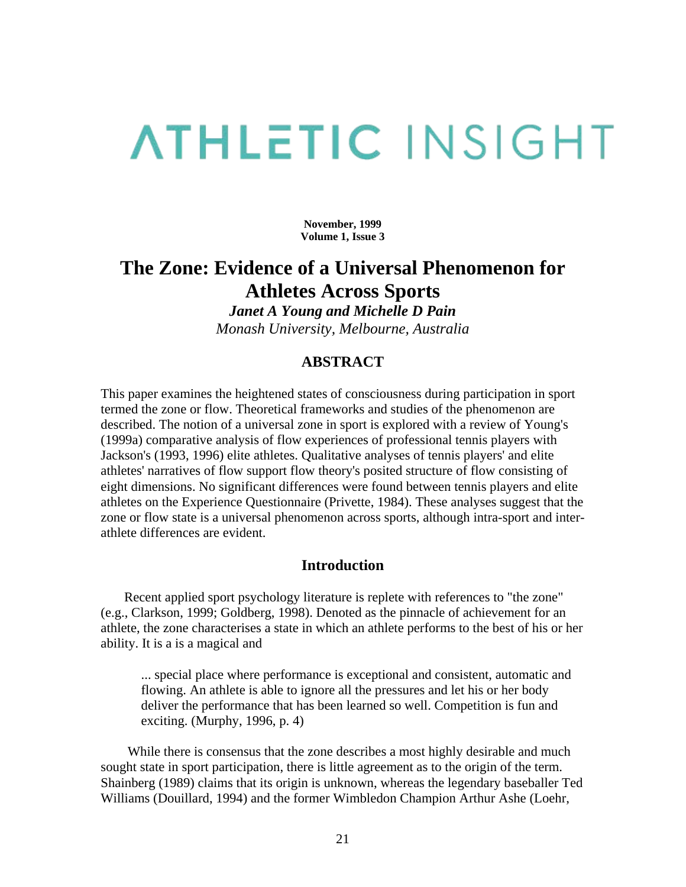# ATHLETIC INSIGHT

**November, 1999**
**Volume 1, Issue 3**

# The Zone: Evidence of a Universal Phenomenon for Athletes Across Sports

***Janet A Young and Michelle D Pain***

*Monash University, Melbourne, Australia*

## ABSTRACT

This paper examines the heightened states of consciousness during participation in sport termed the zone or flow. Theoretical frameworks and studies of the phenomenon are described. The notion of a universal zone in sport is explored with a review of Young's (1999a) comparative analysis of flow experiences of professional tennis players with Jackson's (1993, 1996) elite athletes. Qualitative analyses of tennis players' and elite athletes' narratives of flow support flow theory's posited structure of flow consisting of eight dimensions. No significant differences were found between tennis players and elite athletes on the Experience Questionnaire (Privette, 1984). These analyses suggest that the zone or flow state is a universal phenomenon across sports, although intra-sport and inter-athlete differences are evident.

## Introduction

Recent applied sport psychology literature is replete with references to "the zone" (e.g., Clarkson, 1999; Goldberg, 1998). Denoted as the pinnacle of achievement for an athlete, the zone characterises a state in which an athlete performs to the best of his or her ability. It is a is a magical and

> ... special place where performance is exceptional and consistent, automatic and flowing. An athlete is able to ignore all the pressures and let his or her body deliver the performance that has been learned so well. Competition is fun and exciting. (Murphy, 1996, p. 4)

While there is consensus that the zone describes a most highly desirable and much sought state in sport participation, there is little agreement as to the origin of the term. Shainberg (1989) claims that its origin is unknown, whereas the legendary baseballer Ted Williams (Douillard, 1994) and the former Wimbledon Champion Arthur Ashe (Loehr,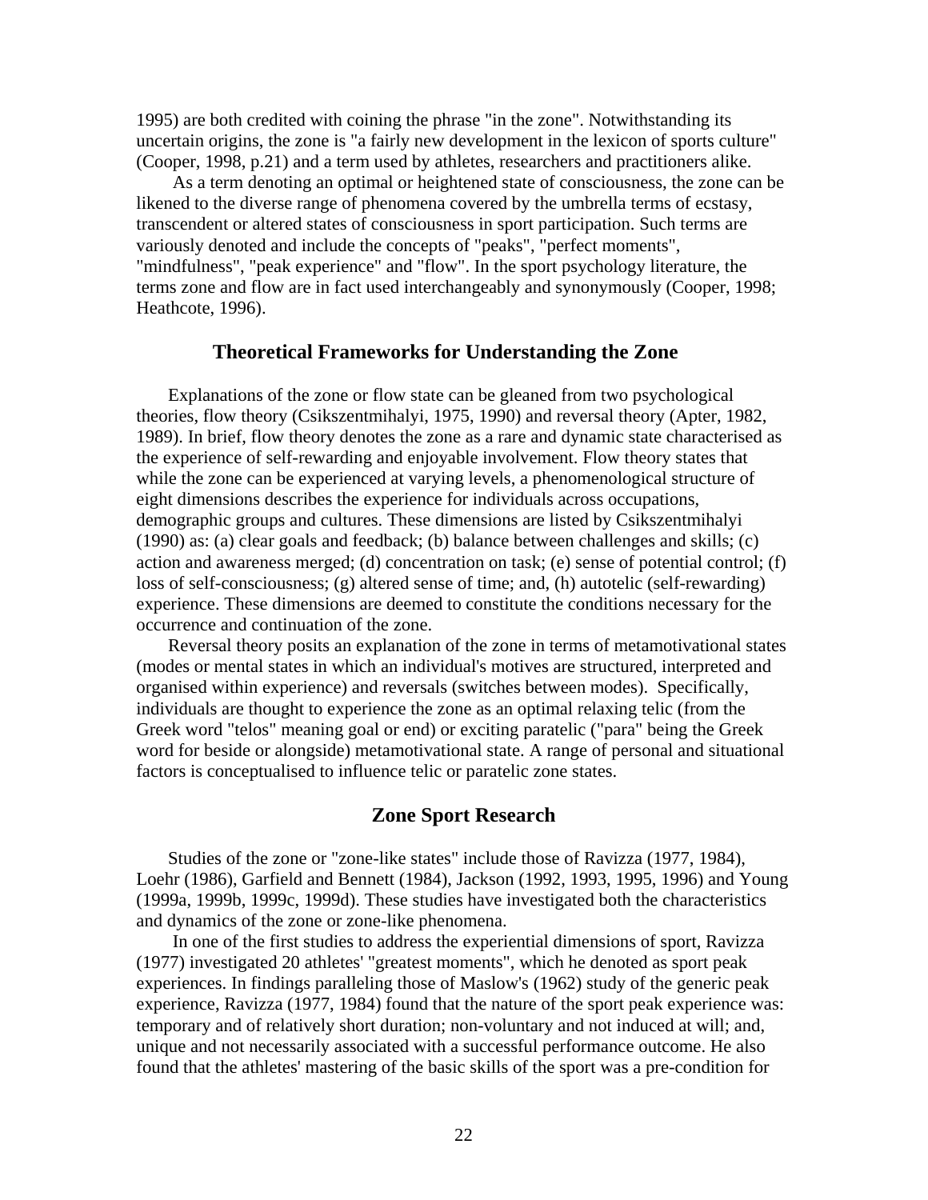1995) are both credited with coining the phrase "in the zone". Notwithstanding its uncertain origins, the zone is "a fairly new development in the lexicon of sports culture" (Cooper, 1998, p.21) and a term used by athletes, researchers and practitioners alike.

As a term denoting an optimal or heightened state of consciousness, the zone can be likened to the diverse range of phenomena covered by the umbrella terms of ecstasy, transcendent or altered states of consciousness in sport participation. Such terms are variously denoted and include the concepts of "peaks", "perfect moments", "mindfulness", "peak experience" and "flow". In the sport psychology literature, the terms zone and flow are in fact used interchangeably and synonymously (Cooper, 1998; Heathcote, 1996).

## Theoretical Frameworks for Understanding the Zone

Explanations of the zone or flow state can be gleaned from two psychological theories, flow theory (Csikszentmihalyi, 1975, 1990) and reversal theory (Apter, 1982, 1989). In brief, flow theory denotes the zone as a rare and dynamic state characterised as the experience of self-rewarding and enjoyable involvement. Flow theory states that while the zone can be experienced at varying levels, a phenomenological structure of eight dimensions describes the experience for individuals across occupations, demographic groups and cultures. These dimensions are listed by Csikszentmihalyi (1990) as: (a) clear goals and feedback; (b) balance between challenges and skills; (c) action and awareness merged; (d) concentration on task; (e) sense of potential control; (f) loss of self-consciousness; (g) altered sense of time; and, (h) autotelic (self-rewarding) experience. These dimensions are deemed to constitute the conditions necessary for the occurrence and continuation of the zone.

Reversal theory posits an explanation of the zone in terms of metamotivational states (modes or mental states in which an individual's motives are structured, interpreted and organised within experience) and reversals (switches between modes). Specifically, individuals are thought to experience the zone as an optimal relaxing telic (from the Greek word "telos" meaning goal or end) or exciting paratelic ("para" being the Greek word for beside or alongside) metamotivational state. A range of personal and situational factors is conceptualised to influence telic or paratelic zone states.

## Zone Sport Research

Studies of the zone or "zone-like states" include those of Ravizza (1977, 1984), Loehr (1986), Garfield and Bennett (1984), Jackson (1992, 1993, 1995, 1996) and Young (1999a, 1999b, 1999c, 1999d). These studies have investigated both the characteristics and dynamics of the zone or zone-like phenomena.

In one of the first studies to address the experiential dimensions of sport, Ravizza (1977) investigated 20 athletes' "greatest moments", which he denoted as sport peak experiences. In findings paralleling those of Maslow's (1962) study of the generic peak experience, Ravizza (1977, 1984) found that the nature of the sport peak experience was: temporary and of relatively short duration; non-voluntary and not induced at will; and, unique and not necessarily associated with a successful performance outcome. He also found that the athletes' mastering of the basic skills of the sport was a pre-condition for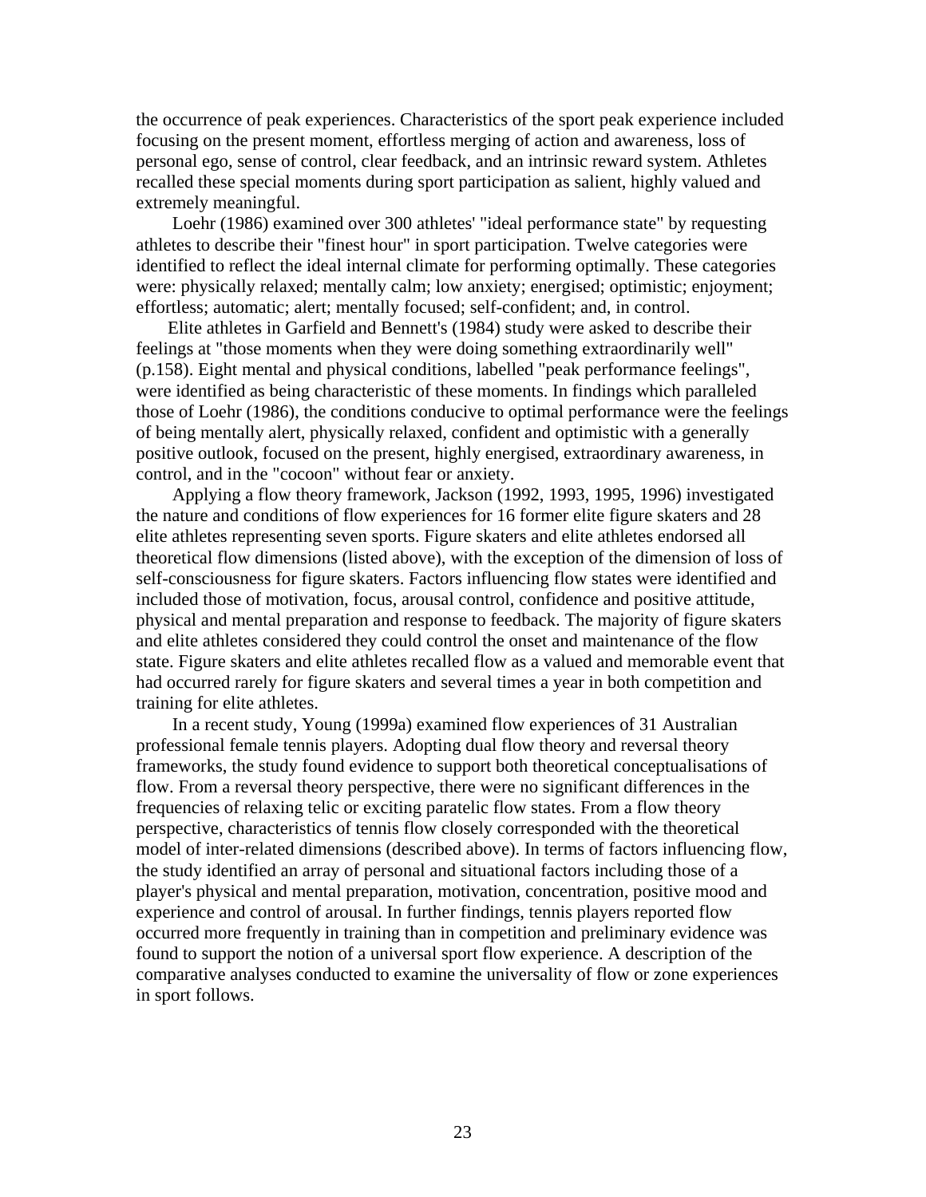the occurrence of peak experiences. Characteristics of the sport peak experience included focusing on the present moment, effortless merging of action and awareness, loss of personal ego, sense of control, clear feedback, and an intrinsic reward system. Athletes recalled these special moments during sport participation as salient, highly valued and extremely meaningful.

Loehr (1986) examined over 300 athletes' "ideal performance state" by requesting athletes to describe their "finest hour" in sport participation. Twelve categories were identified to reflect the ideal internal climate for performing optimally. These categories were: physically relaxed; mentally calm; low anxiety; energised; optimistic; enjoyment; effortless; automatic; alert; mentally focused; self-confident; and, in control.

Elite athletes in Garfield and Bennett's (1984) study were asked to describe their feelings at "those moments when they were doing something extraordinarily well" (p.158). Eight mental and physical conditions, labelled "peak performance feelings", were identified as being characteristic of these moments. In findings which paralleled those of Loehr (1986), the conditions conducive to optimal performance were the feelings of being mentally alert, physically relaxed, confident and optimistic with a generally positive outlook, focused on the present, highly energised, extraordinary awareness, in control, and in the "cocoon" without fear or anxiety.

Applying a flow theory framework, Jackson (1992, 1993, 1995, 1996) investigated the nature and conditions of flow experiences for 16 former elite figure skaters and 28 elite athletes representing seven sports. Figure skaters and elite athletes endorsed all theoretical flow dimensions (listed above), with the exception of the dimension of loss of self-consciousness for figure skaters. Factors influencing flow states were identified and included those of motivation, focus, arousal control, confidence and positive attitude, physical and mental preparation and response to feedback. The majority of figure skaters and elite athletes considered they could control the onset and maintenance of the flow state. Figure skaters and elite athletes recalled flow as a valued and memorable event that had occurred rarely for figure skaters and several times a year in both competition and training for elite athletes.

In a recent study, Young (1999a) examined flow experiences of 31 Australian professional female tennis players. Adopting dual flow theory and reversal theory frameworks, the study found evidence to support both theoretical conceptualisations of flow. From a reversal theory perspective, there were no significant differences in the frequencies of relaxing telic or exciting paratelic flow states. From a flow theory perspective, characteristics of tennis flow closely corresponded with the theoretical model of inter-related dimensions (described above). In terms of factors influencing flow, the study identified an array of personal and situational factors including those of a player's physical and mental preparation, motivation, concentration, positive mood and experience and control of arousal. In further findings, tennis players reported flow occurred more frequently in training than in competition and preliminary evidence was found to support the notion of a universal sport flow experience. A description of the comparative analyses conducted to examine the universality of flow or zone experiences in sport follows.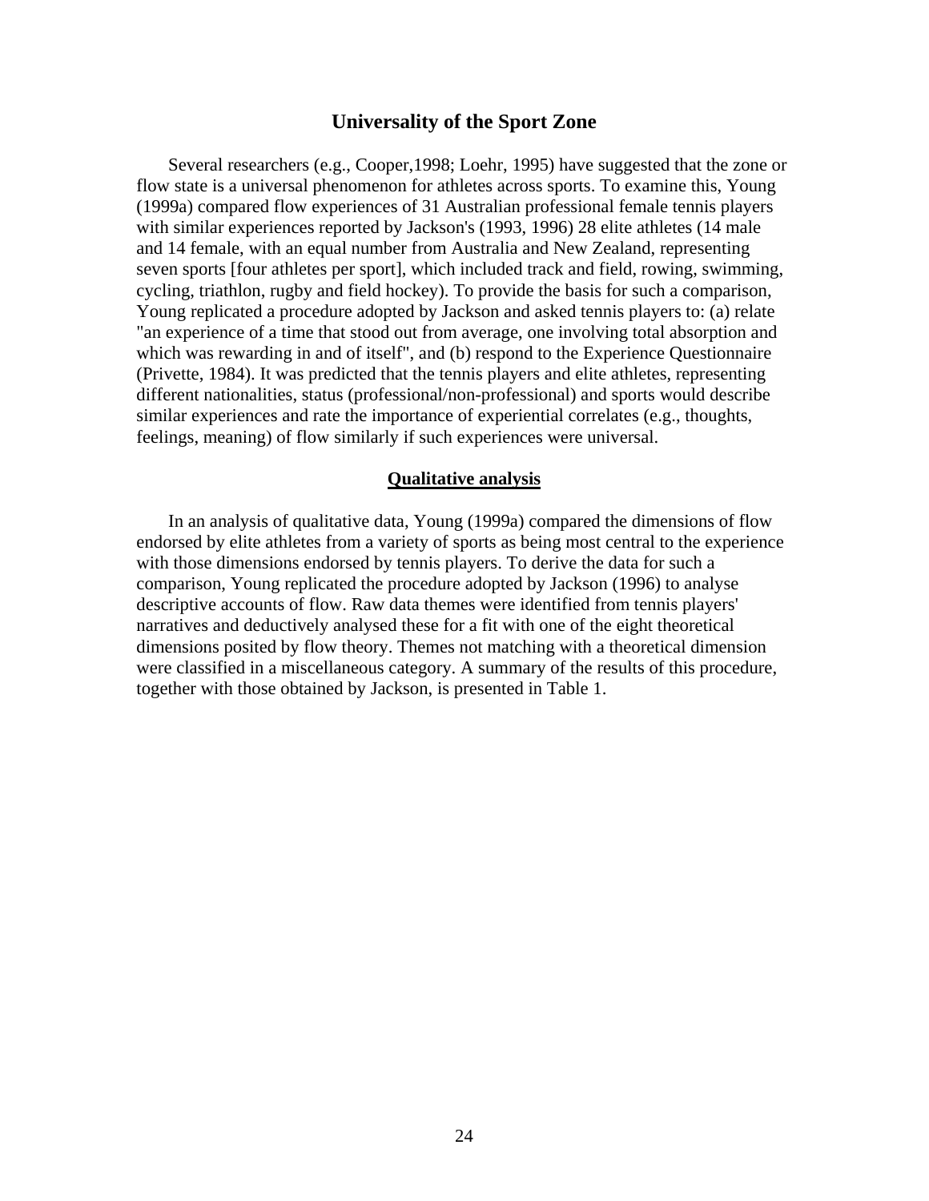## Universality of the Sport Zone

Several researchers (e.g., Cooper,1998; Loehr, 1995) have suggested that the zone or flow state is a universal phenomenon for athletes across sports. To examine this, Young (1999a) compared flow experiences of 31 Australian professional female tennis players with similar experiences reported by Jackson's (1993, 1996) 28 elite athletes (14 male and 14 female, with an equal number from Australia and New Zealand, representing seven sports [four athletes per sport], which included track and field, rowing, swimming, cycling, triathlon, rugby and field hockey). To provide the basis for such a comparison, Young replicated a procedure adopted by Jackson and asked tennis players to: (a) relate "an experience of a time that stood out from average, one involving total absorption and which was rewarding in and of itself", and (b) respond to the Experience Questionnaire (Privette, 1984). It was predicted that the tennis players and elite athletes, representing different nationalities, status (professional/non-professional) and sports would describe similar experiences and rate the importance of experiential correlates (e.g., thoughts, feelings, meaning) of flow similarly if such experiences were universal.

### Qualitative analysis

In an analysis of qualitative data, Young (1999a) compared the dimensions of flow endorsed by elite athletes from a variety of sports as being most central to the experience with those dimensions endorsed by tennis players. To derive the data for such a comparison, Young replicated the procedure adopted by Jackson (1996) to analyse descriptive accounts of flow. Raw data themes were identified from tennis players' narratives and deductively analysed these for a fit with one of the eight theoretical dimensions posited by flow theory. Themes not matching with a theoretical dimension were classified in a miscellaneous category. A summary of the results of this procedure, together with those obtained by Jackson, is presented in Table 1.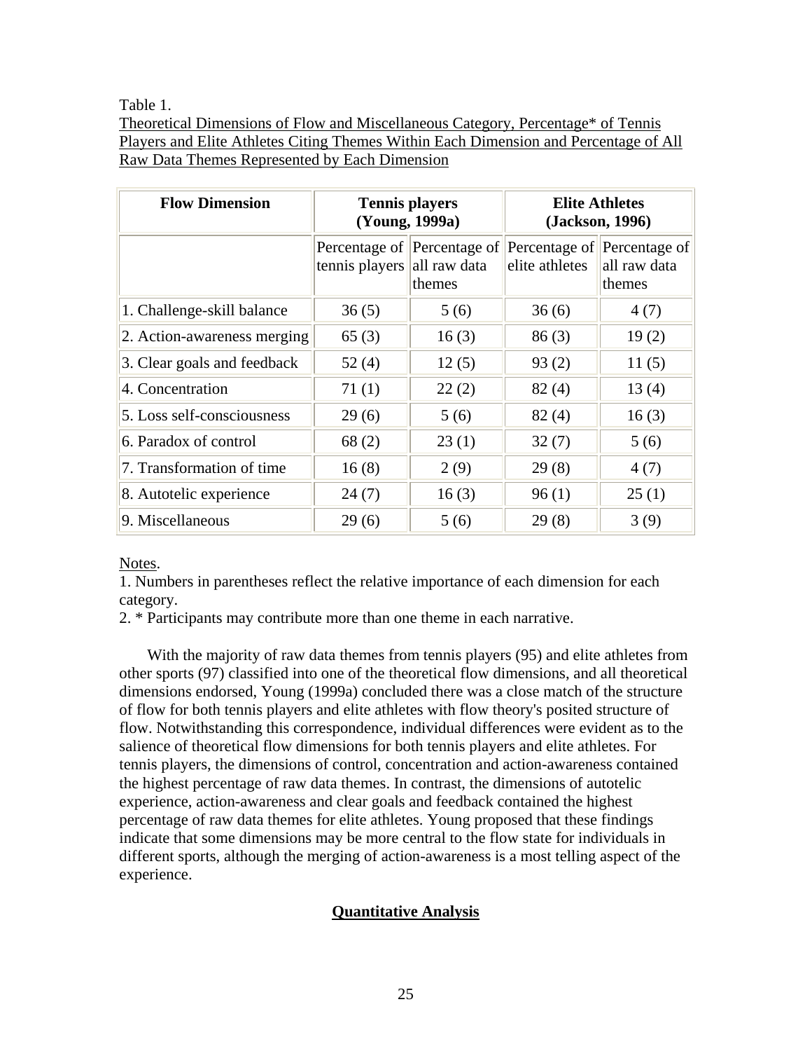Table 1.
Theoretical Dimensions of Flow and Miscellaneous Category, Percentage* of Tennis Players and Elite Athletes Citing Themes Within Each Dimension and Percentage of All Raw Data Themes Represented by Each Dimension

| Flow Dimension | Tennis players (Young, 1999a) | | Elite Athletes (Jackson, 1996) | |
|---|---|---|---|---|
| | Percentage of tennis players | Percentage of all raw data themes | Percentage of elite athletes | Percentage of all raw data themes |
| 1. Challenge-skill balance | 36 (5) | 5 (6) | 36 (6) | 4 (7) |
| 2. Action-awareness merging | 65 (3) | 16 (3) | 86 (3) | 19 (2) |
| 3. Clear goals and feedback | 52 (4) | 12 (5) | 93 (2) | 11 (5) |
| 4. Concentration | 71 (1) | 22 (2) | 82 (4) | 13 (4) |
| 5. Loss self-consciousness | 29 (6) | 5 (6) | 82 (4) | 16 (3) |
| 6. Paradox of control | 68 (2) | 23 (1) | 32 (7) | 5 (6) |
| 7. Transformation of time | 16 (8) | 2 (9) | 29 (8) | 4 (7) |
| 8. Autotelic experience | 24 (7) | 16 (3) | 96 (1) | 25 (1) |
| 9. Miscellaneous | 29 (6) | 5 (6) | 29 (8) | 3 (9) |

Notes.
1. Numbers in parentheses reflect the relative importance of each dimension for each category.
2. * Participants may contribute more than one theme in each narrative.

With the majority of raw data themes from tennis players (95) and elite athletes from other sports (97) classified into one of the theoretical flow dimensions, and all theoretical dimensions endorsed, Young (1999a) concluded there was a close match of the structure of flow for both tennis players and elite athletes with flow theory's posited structure of flow. Notwithstanding this correspondence, individual differences were evident as to the salience of theoretical flow dimensions for both tennis players and elite athletes. For tennis players, the dimensions of control, concentration and action-awareness contained the highest percentage of raw data themes. In contrast, the dimensions of autotelic experience, action-awareness and clear goals and feedback contained the highest percentage of raw data themes for elite athletes. Young proposed that these findings indicate that some dimensions may be more central to the flow state for individuals in different sports, although the merging of action-awareness is a most telling aspect of the experience.

## Quantitative Analysis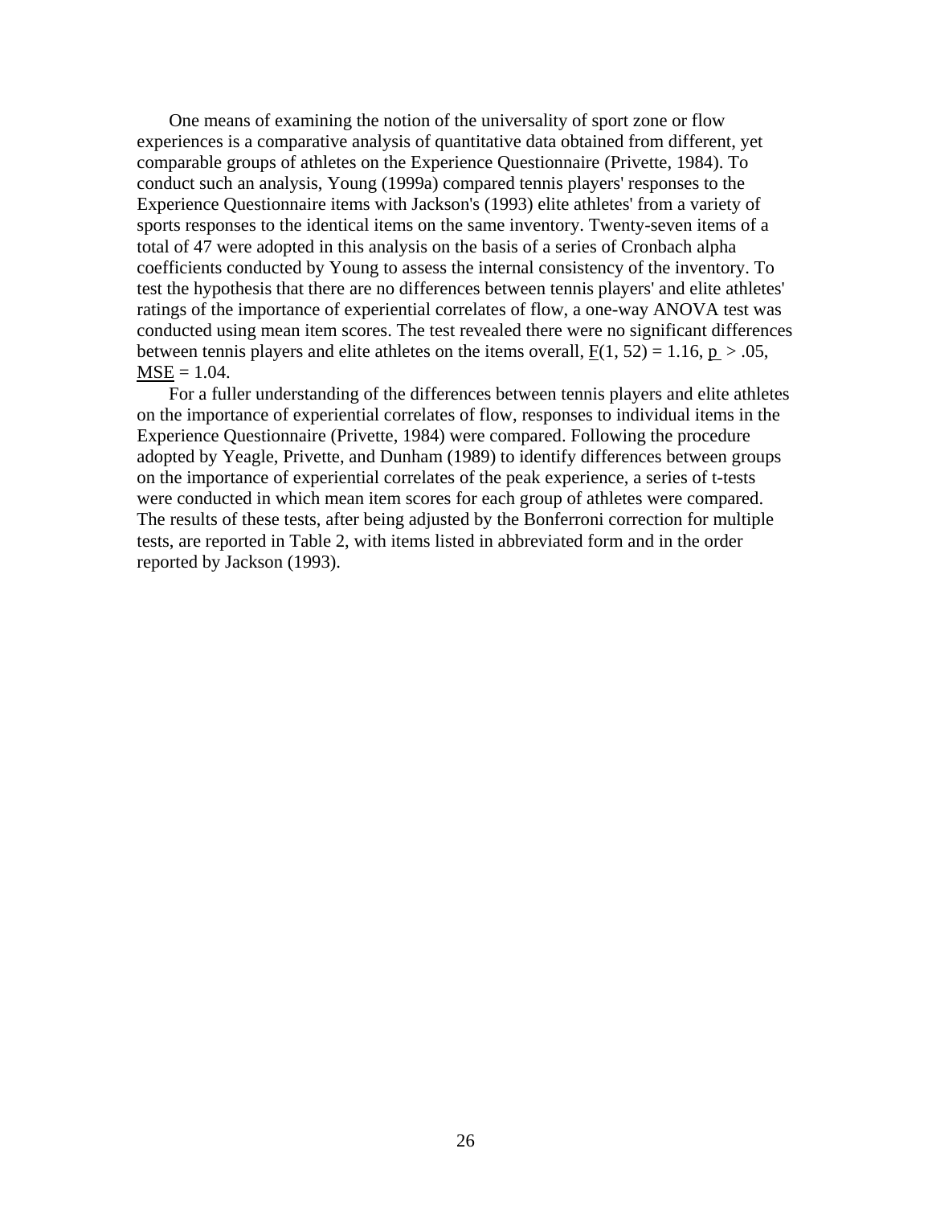One means of examining the notion of the universality of sport zone or flow experiences is a comparative analysis of quantitative data obtained from different, yet comparable groups of athletes on the Experience Questionnaire (Privette, 1984). To conduct such an analysis, Young (1999a) compared tennis players' responses to the Experience Questionnaire items with Jackson's (1993) elite athletes' from a variety of sports responses to the identical items on the same inventory. Twenty-seven items of a total of 47 were adopted in this analysis on the basis of a series of Cronbach alpha coefficients conducted by Young to assess the internal consistency of the inventory. To test the hypothesis that there are no differences between tennis players' and elite athletes' ratings of the importance of experiential correlates of flow, a one-way ANOVA test was conducted using mean item scores. The test revealed there were no significant differences between tennis players and elite athletes on the items overall, $F(1, 52) = 1.16$, $p > .05$, $MSE = 1.04$.

For a fuller understanding of the differences between tennis players and elite athletes on the importance of experiential correlates of flow, responses to individual items in the Experience Questionnaire (Privette, 1984) were compared. Following the procedure adopted by Yeagle, Privette, and Dunham (1989) to identify differences between groups on the importance of experiential correlates of the peak experience, a series of t-tests were conducted in which mean item scores for each group of athletes were compared. The results of these tests, after being adjusted by the Bonferroni correction for multiple tests, are reported in Table 2, with items listed in abbreviated form and in the order reported by Jackson (1993).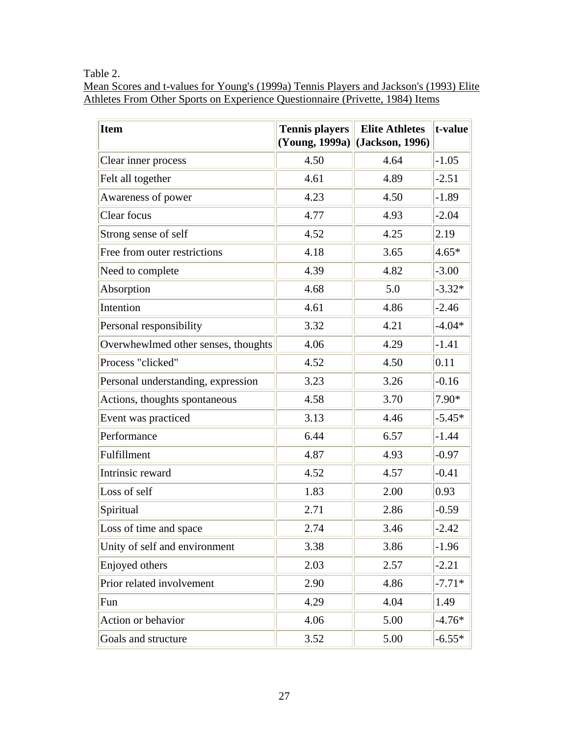Table 2.

Mean Scores and t-values for Young's (1999a) Tennis Players and Jackson's (1993) Elite Athletes From Other Sports on Experience Questionnaire (Privette, 1984) Items

| Item | Tennis players (Young, 1999a) | Elite Athletes (Jackson, 1996) | t-value |
|---|---|---|---|
| Clear inner process | 4.50 | 4.64 | -1.05 |
| Felt all together | 4.61 | 4.89 | -2.51 |
| Awareness of power | 4.23 | 4.50 | -1.89 |
| Clear focus | 4.77 | 4.93 | -2.04 |
| Strong sense of self | 4.52 | 4.25 | 2.19 |
| Free from outer restrictions | 4.18 | 3.65 | 4.65* |
| Need to complete | 4.39 | 4.82 | -3.00 |
| Absorption | 4.68 | 5.0 | -3.32* |
| Intention | 4.61 | 4.86 | -2.46 |
| Personal responsibility | 3.32 | 4.21 | -4.04* |
| Overwhewlmed other senses, thoughts | 4.06 | 4.29 | -1.41 |
| Process "clicked" | 4.52 | 4.50 | 0.11 |
| Personal understanding, expression | 3.23 | 3.26 | -0.16 |
| Actions, thoughts spontaneous | 4.58 | 3.70 | 7.90* |
| Event was practiced | 3.13 | 4.46 | -5.45* |
| Performance | 6.44 | 6.57 | -1.44 |
| Fulfillment | 4.87 | 4.93 | -0.97 |
| Intrinsic reward | 4.52 | 4.57 | -0.41 |
| Loss of self | 1.83 | 2.00 | 0.93 |
| Spiritual | 2.71 | 2.86 | -0.59 |
| Loss of time and space | 2.74 | 3.46 | -2.42 |
| Unity of self and environment | 3.38 | 3.86 | -1.96 |
| Enjoyed others | 2.03 | 2.57 | -2.21 |
| Prior related involvement | 2.90 | 4.86 | -7.71* |
| Fun | 4.29 | 4.04 | 1.49 |
| Action or behavior | 4.06 | 5.00 | -4.76* |
| Goals and structure | 3.52 | 5.00 | -6.55* |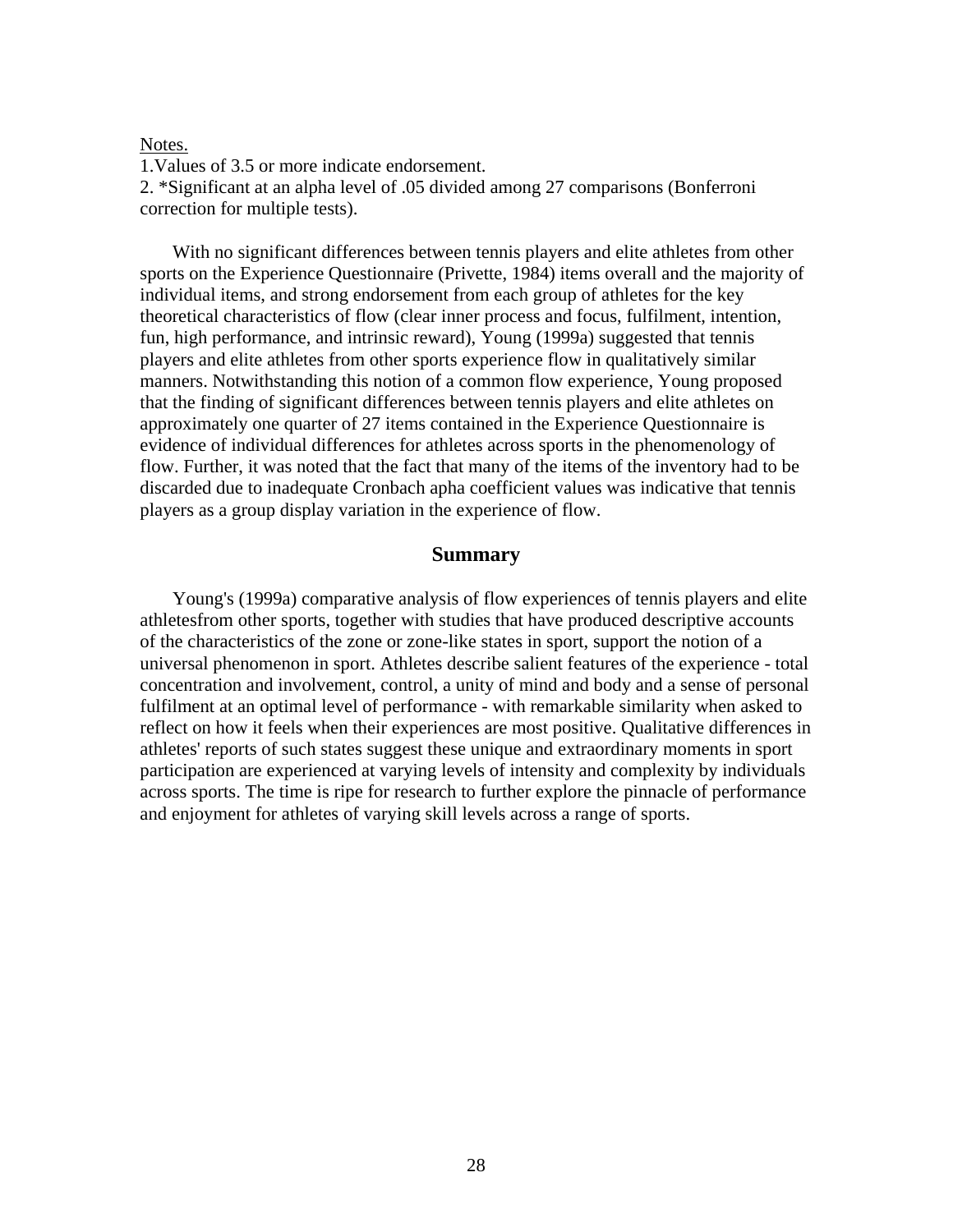Notes.

1.Values of 3.5 or more indicate endorsement.

2. *Significant at an alpha level of .05 divided among 27 comparisons (Bonferroni correction for multiple tests).

With no significant differences between tennis players and elite athletes from other sports on the Experience Questionnaire (Privette, 1984) items overall and the majority of individual items, and strong endorsement from each group of athletes for the key theoretical characteristics of flow (clear inner process and focus, fulfilment, intention, fun, high performance, and intrinsic reward), Young (1999a) suggested that tennis players and elite athletes from other sports experience flow in qualitatively similar manners. Notwithstanding this notion of a common flow experience, Young proposed that the finding of significant differences between tennis players and elite athletes on approximately one quarter of 27 items contained in the Experience Questionnaire is evidence of individual differences for athletes across sports in the phenomenology of flow. Further, it was noted that the fact that many of the items of the inventory had to be discarded due to inadequate Cronbach apha coefficient values was indicative that tennis players as a group display variation in the experience of flow.

## Summary

Young's (1999a) comparative analysis of flow experiences of tennis players and elite athletesfrom other sports, together with studies that have produced descriptive accounts of the characteristics of the zone or zone-like states in sport, support the notion of a universal phenomenon in sport. Athletes describe salient features of the experience - total concentration and involvement, control, a unity of mind and body and a sense of personal fulfilment at an optimal level of performance - with remarkable similarity when asked to reflect on how it feels when their experiences are most positive. Qualitative differences in athletes' reports of such states suggest these unique and extraordinary moments in sport participation are experienced at varying levels of intensity and complexity by individuals across sports. The time is ripe for research to further explore the pinnacle of performance and enjoyment for athletes of varying skill levels across a range of sports.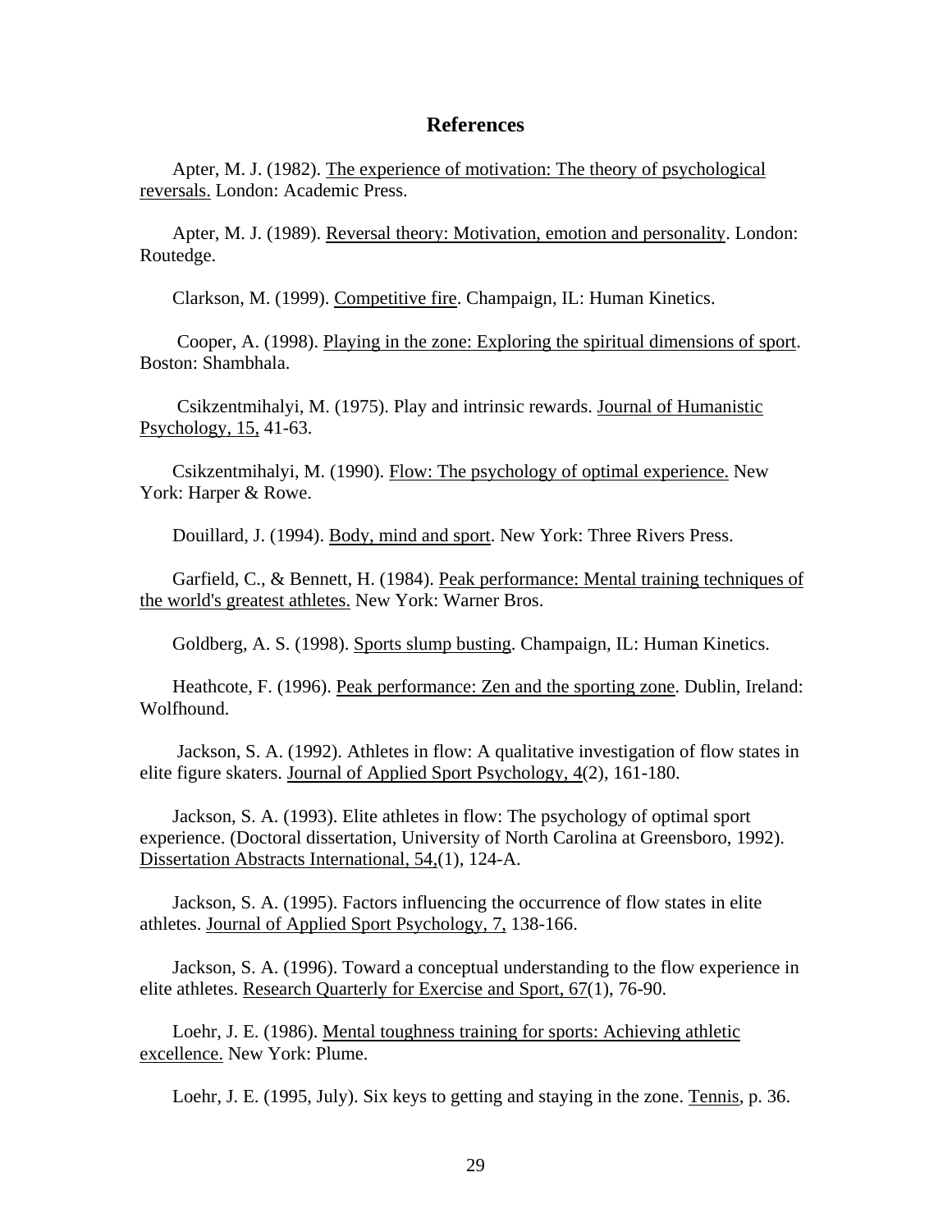# References

Apter, M. J. (1982). The experience of motivation: The theory of psychological reversals. London: Academic Press.

Apter, M. J. (1989). Reversal theory: Motivation, emotion and personality. London: Routedge.

Clarkson, M. (1999). Competitive fire. Champaign, IL: Human Kinetics.

Cooper, A. (1998). Playing in the zone: Exploring the spiritual dimensions of sport. Boston: Shambhala.

Csikzentmihalyi, M. (1975). Play and intrinsic rewards. Journal of Humanistic Psychology, 15, 41-63.

Csikzentmihalyi, M. (1990). Flow: The psychology of optimal experience. New York: Harper & Rowe.

Douillard, J. (1994). Body, mind and sport. New York: Three Rivers Press.

Garfield, C., & Bennett, H. (1984). Peak performance: Mental training techniques of the world's greatest athletes. New York: Warner Bros.

Goldberg, A. S. (1998). Sports slump busting. Champaign, IL: Human Kinetics.

Heathcote, F. (1996). Peak performance: Zen and the sporting zone. Dublin, Ireland: Wolfhound.

Jackson, S. A. (1992). Athletes in flow: A qualitative investigation of flow states in elite figure skaters. Journal of Applied Sport Psychology, 4(2), 161-180.

Jackson, S. A. (1993). Elite athletes in flow: The psychology of optimal sport experience. (Doctoral dissertation, University of North Carolina at Greensboro, 1992). Dissertation Abstracts International, 54,(1), 124-A.

Jackson, S. A. (1995). Factors influencing the occurrence of flow states in elite athletes. Journal of Applied Sport Psychology, 7, 138-166.

Jackson, S. A. (1996). Toward a conceptual understanding to the flow experience in elite athletes. Research Quarterly for Exercise and Sport, 67(1), 76-90.

Loehr, J. E. (1986). Mental toughness training for sports: Achieving athletic excellence. New York: Plume.

Loehr, J. E. (1995, July). Six keys to getting and staying in the zone. Tennis, p. 36.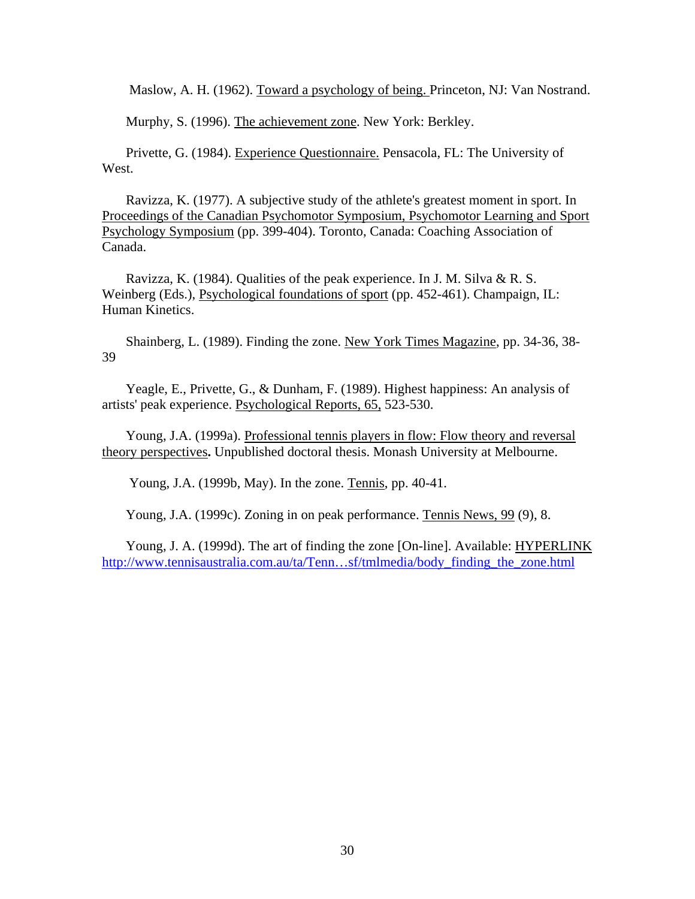Maslow, A. H. (1962). Toward a psychology of being. Princeton, NJ: Van Nostrand.

Murphy, S. (1996). The achievement zone. New York: Berkley.

Privette, G. (1984). Experience Questionnaire. Pensacola, FL: The University of West.

Ravizza, K. (1977). A subjective study of the athlete's greatest moment in sport. In Proceedings of the Canadian Psychomotor Symposium, Psychomotor Learning and Sport Psychology Symposium (pp. 399-404). Toronto, Canada: Coaching Association of Canada.

Ravizza, K. (1984). Qualities of the peak experience. In J. M. Silva & R. S. Weinberg (Eds.), Psychological foundations of sport (pp. 452-461). Champaign, IL: Human Kinetics.

Shainberg, L. (1989). Finding the zone. New York Times Magazine, pp. 34-36, 38-39

Yeagle, E., Privette, G., & Dunham, F. (1989). Highest happiness: An analysis of artists' peak experience. Psychological Reports, 65, 523-530.

Young, J.A. (1999a). Professional tennis players in flow: Flow theory and reversal theory perspectives**.** Unpublished doctoral thesis. Monash University at Melbourne.

Young, J.A. (1999b, May). In the zone. Tennis, pp. 40-41.

Young, J.A. (1999c). Zoning in on peak performance. Tennis News, 99 (9), 8.

Young, J. A. (1999d). The art of finding the zone [On-line]. Available: HYPERLINK http://www.tennisaustralia.com.au/ta/Tenn…sf/tmlmedia/body_finding_the_zone.html